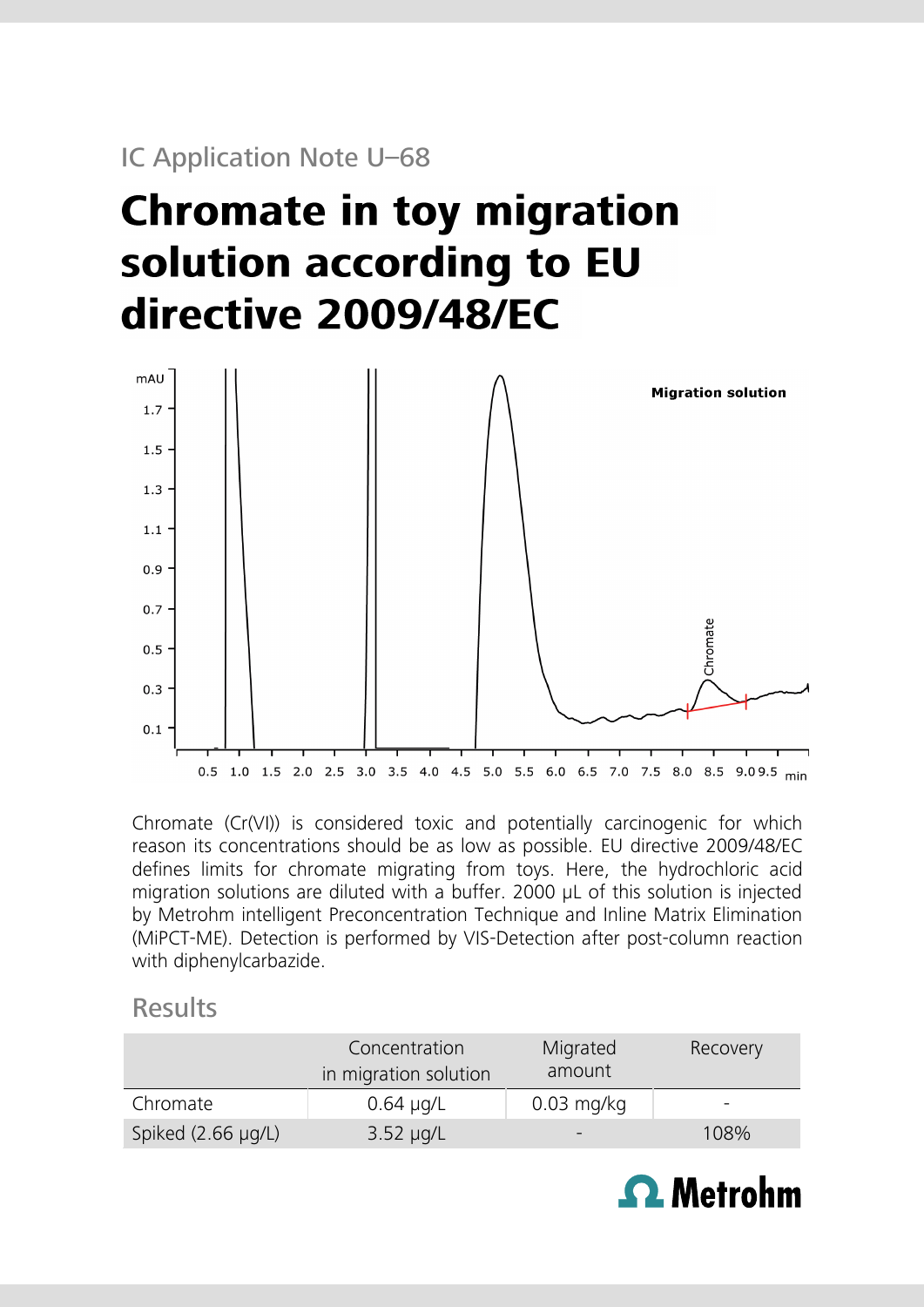IC Application Note U–68

# Chromate in toy migration solution according to EU directive 2009/48/EC

Chromate (Cr(VI)) is considered toxic and potentially carcinogenic for which reason its concentrations should be as low as possible. EU directive 2009/48/EC defines limits for chromate migrating from toys. Here, the hydrochloric acid migration solutions are diluted with a buffer. 2000 µL of this solution is injected by Metrohm intelligent Preconcentration Technique and Inline Matrix Elimination (MiPCT-ME). Detection is performed by VIS-Detection after post-column reaction with diphenylcarbazide.

## Results

| | Concentration in migration solution | Migrated amount | Recovery |
|---|---|---|---|
| Chromate | 0.64 µg/L | 0.03 mg/kg | - |
| Spiked (2.66 µg/L) | 3.52 µg/L | - | 108% |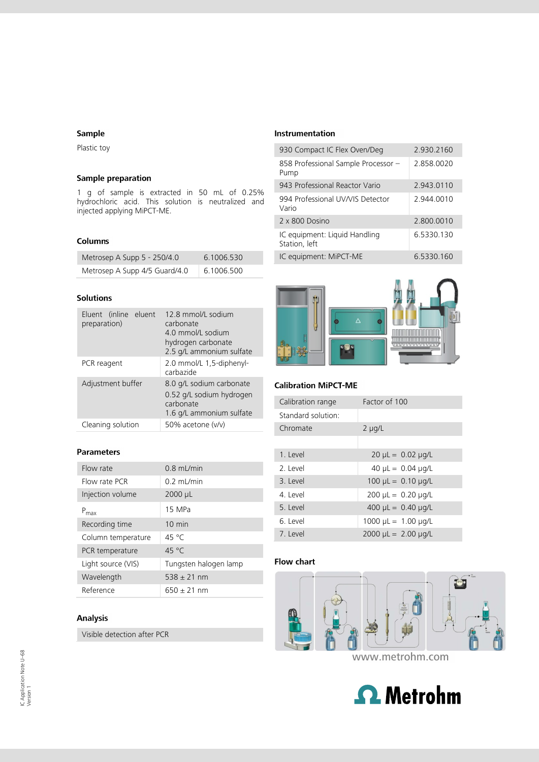## Sample

Plastic toy

## Sample preparation

1 g of sample is extracted in 50 mL of 0.25% hydrochloric acid. This solution is neutralized and injected applying MiPCT-ME.

## Columns

| | |
|---|---|
| Metrosep A Supp 5 - 250/4.0 | 6.1006.530 |
| Metrosep A Supp 4/5 Guard/4.0 | 6.1006.500 |

## Solutions

| | |
|---|---|
| Eluent (inline eluent preparation) | 12.8 mmol/L sodium carbonate<br>4.0 mmol/L sodium hydrogen carbonate<br>2.5 g/L ammonium sulfate |
| PCR reagent | 2.0 mmol/L 1,5-diphenyl-carbazide |
| Adjustment buffer | 8.0 g/L sodium carbonate<br>0.52 g/L sodium hydrogen carbonate<br>1.6 g/L ammonium sulfate |
| Cleaning solution | 50% acetone (v/v) |

## Parameters

| | |
|---|---|
| Flow rate | 0.8 mL/min |
| Flow rate PCR | 0.2 mL/min |
| Injection volume | 2000 µL |
| $P_{max}$ | 15 MPa |
| Recording time | 10 min |
| Column temperature | 45 °C |
| PCR temperature | 45 °C |
| Light source (VIS) | Tungsten halogen lamp |
| Wavelength | 538 ± 21 nm |
| Reference | 650 ± 21 nm |

## Analysis

Visible detection after PCR

## Instrumentation

| | |
|---|---|
| 930 Compact IC Flex Oven/Deg | 2.930.2160 |
| 858 Professional Sample Processor – Pump | 2.858.0020 |
| 943 Professional Reactor Vario | 2.943.0110 |
| 994 Professional UV/VIS Detector Vario | 2.944.0010 |
| 2 x 800 Dosino | 2.800.0010 |
| IC equipment: Liquid Handling Station, left | 6.5330.130 |
| IC equipment: MiPCT-ME | 6.5330.160 |

## Calibration MiPCT-ME

| | |
|---|---|
| Calibration range | Factor of 100 |
| Standard solution: | |
| Chromate | 2 µg/L |
| | |
| 1. Level | 20 µL = 0.02 µg/L |
| 2. Level | 40 µL = 0.04 µg/L |
| 3. Level | 100 µL = 0.10 µg/L |
| 4. Level | 200 µL = 0.20 µg/L |
| 5. Level | 400 µL = 0.40 µg/L |
| 6. Level | 1000 µL = 1.00 µg/L |
| 7. Level | 2000 µL = 2.00 µg/L |

## Flow chart

www.metrohm.com

IC Application Note U-68
Version 1